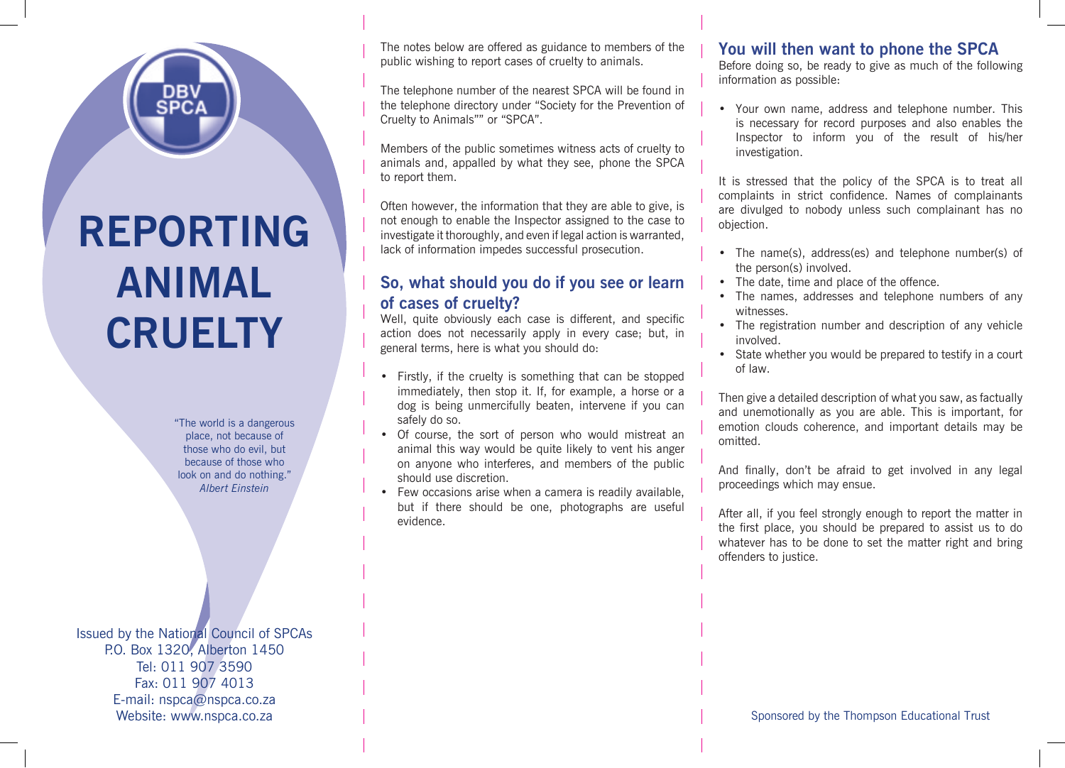DBV SPCA

# REPORTING ANIMAL CRUELTY

"The world is a dangerous place, not because of those who do evil, but because of those who look on and do nothing."
*Albert Einstein*

Issued by the National Council of SPCAs
P.O. Box 1320, Alberton 1450
Tel: 011 907 3590
Fax: 011 907 4013
E-mail: nspca@nspca.co.za
Website: www.nspca.co.za

The notes below are offered as guidance to members of the public wishing to report cases of cruelty to animals.

The telephone number of the nearest SPCA will be found in the telephone directory under "Society for the Prevention of Cruelty to Animals"" or "SPCA".

Members of the public sometimes witness acts of cruelty to animals and, appalled by what they see, phone the SPCA to report them.

Often however, the information that they are able to give, is not enough to enable the Inspector assigned to the case to investigate it thoroughly, and even if legal action is warranted, lack of information impedes successful prosecution.

## So, what should you do if you see or learn of cases of cruelty?

Well, quite obviously each case is different, and specific action does not necessarily apply in every case; but, in general terms, here is what you should do:

- Firstly, if the cruelty is something that can be stopped immediately, then stop it. If, for example, a horse or a dog is being unmercifully beaten, intervene if you can safely do so.
- Of course, the sort of person who would mistreat an animal this way would be quite likely to vent his anger on anyone who interferes, and members of the public should use discretion.
- Few occasions arise when a camera is readily available, but if there should be one, photographs are useful evidence.

## You will then want to phone the SPCA

Before doing so, be ready to give as much of the following information as possible:

- Your own name, address and telephone number. This is necessary for record purposes and also enables the Inspector to inform you of the result of his/her investigation.

It is stressed that the policy of the SPCA is to treat all complaints in strict confidence. Names of complainants are divulged to nobody unless such complainant has no objection.

- The name(s), address(es) and telephone number(s) of the person(s) involved.
- The date, time and place of the offence.
- The names, addresses and telephone numbers of any witnesses.
- The registration number and description of any vehicle involved.
- State whether you would be prepared to testify in a court of law.

Then give a detailed description of what you saw, as factually and unemotionally as you are able. This is important, for emotion clouds coherence, and important details may be omitted.

And finally, don't be afraid to get involved in any legal proceedings which may ensue.

After all, if you feel strongly enough to report the matter in the first place, you should be prepared to assist us to do whatever has to be done to set the matter right and bring offenders to justice.

Sponsored by the Thompson Educational Trust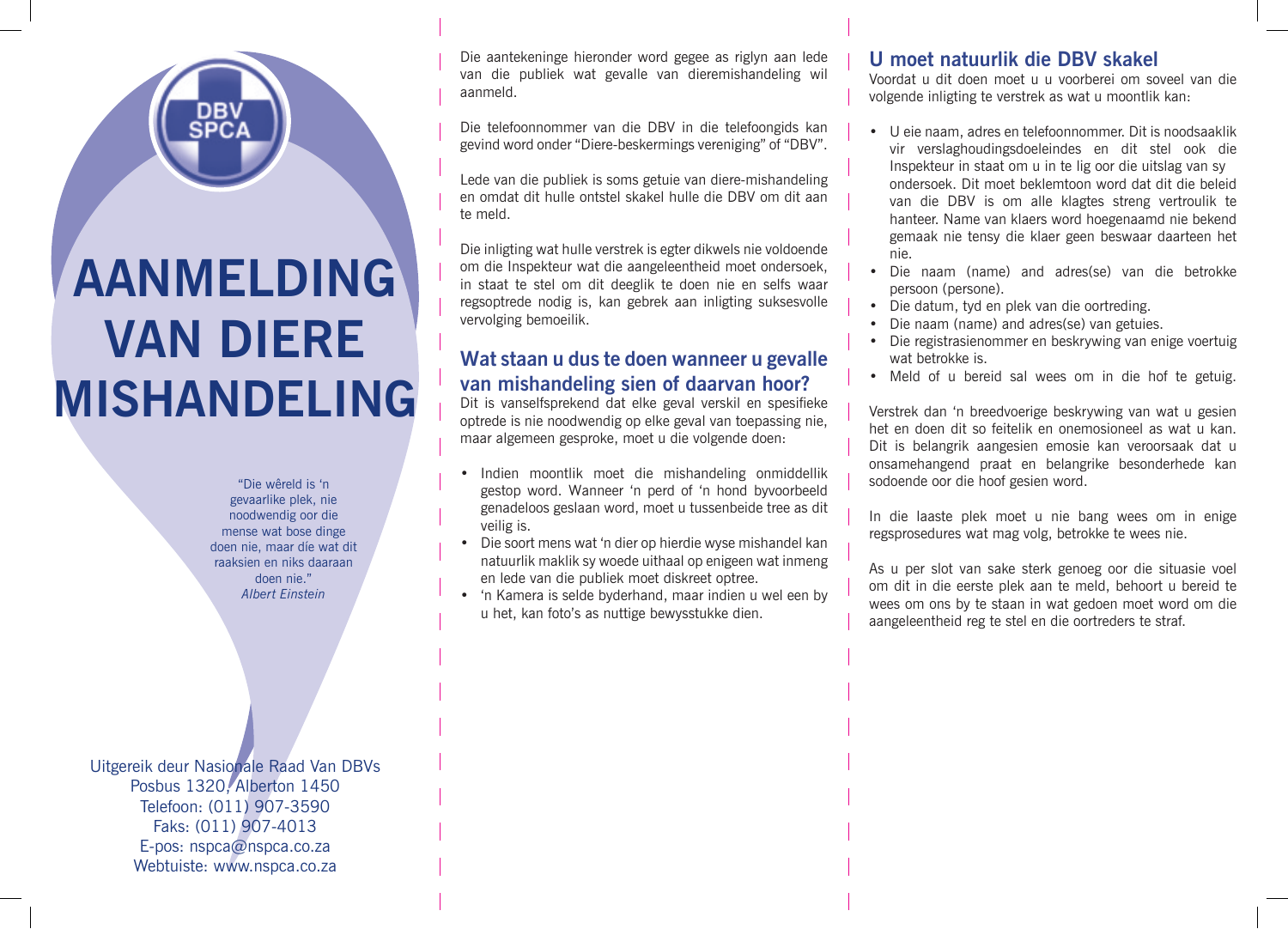# AANMELDING VAN DIERE MISHANDELING

"Die wêreld is 'n gevaarlike plek, nie noodwendig oor die mense wat bose dinge doen nie, maar díe wat dit raaksien en niks daaraan doen nie."
*Albert Einstein*

Uitgereik deur Nasionale Raad Van DBVs
Posbus 1320, Alberton 1450
Telefoon: (011) 907-3590
Faks: (011) 907-4013
E-pos: nspca@nspca.co.za
Webtuiste: www.nspca.co.za

Die aantekeninge hieronder word gegee as riglyn aan lede van die publiek wat gevalle van dieremishandeling wil aanmeld.

Die telefoonnommer van die DBV in die telefoongids kan gevind word onder "Diere-beskermings vereniging" of "DBV".

Lede van die publiek is soms getuie van diere-mishandeling en omdat dit hulle ontstel skakel hulle die DBV om dit aan te meld.

Die inligting wat hulle verstrek is egter dikwels nie voldoende om die Inspekteur wat die aangeleentheid moet ondersoek, in staat te stel om dit deeglik te doen nie en selfs waar regsoptrede nodig is, kan gebrek aan inligting suksesvolle vervolging bemoeilik.

## Wat staan u dus te doen wanneer u gevalle van mishandeling sien of daarvan hoor?

Dit is vanselfsprekend dat elke geval verskil en spesifieke optrede is nie noodwendig op elke geval van toepassing nie, maar algemeen gesproke, moet u die volgende doen:

- Indien moontlik moet die mishandeling onmiddellik gestop word. Wanneer 'n perd of 'n hond byvoorbeeld genadeloos geslaan word, moet u tussenbeide tree as dit veilig is.
- Die soort mens wat 'n dier op hierdie wyse mishandel kan natuurlik maklik sy woede uithaal op enigeen wat inmeng en lede van die publiek moet diskreet optree.
- 'n Kamera is selde byderhand, maar indien u wel een by u het, kan foto's as nuttige bewysstukke dien.

## U moet natuurlik die DBV skakel

Voordat u dit doen moet u u voorberei om soveel van die volgende inligting te verstrek as wat u moontlik kan:

- U eie naam, adres en telefoonnommer. Dit is noodsaaklik vir verslaghoudingsdoeleindes en dit stel ook die Inspekteur in staat om u in te lig oor die uitslag van sy ondersoek. Dit moet beklemtoon word dat dit die beleid van die DBV is om alle klagtes streng vertroulik te hanteer. Name van klaers word hoegenaamd nie bekend gemaak nie tensy die klaer geen beswaar daarteen het nie.
- Die naam (name) and adres(se) van die betrokke persoon (persone).
- Die datum, tyd en plek van die oortreding.
- Die naam (name) and adres(se) van getuies.
- Die registrasienommer en beskrywing van enige voertuig wat betrokke is.
- Meld of u bereid sal wees om in die hof te getuig.

Verstrek dan 'n breedvoerige beskrywing van wat u gesien het en doen dit so feitelik en onemosioneel as wat u kan. Dit is belangrik aangesien emosie kan veroorsaak dat u onsamehangend praat en belangrike besonderhede kan sodoende oor die hoof gesien word.

In die laaste plek moet u nie bang wees om in enige regsprosedures wat mag volg, betrokke te wees nie.

As u per slot van sake sterk genoeg oor die situasie voel om dit in die eerste plek aan te meld, behoort u bereid te wees om ons by te staan in wat gedoen moet word om die aangeleentheid reg te stel en die oortreders te straf.